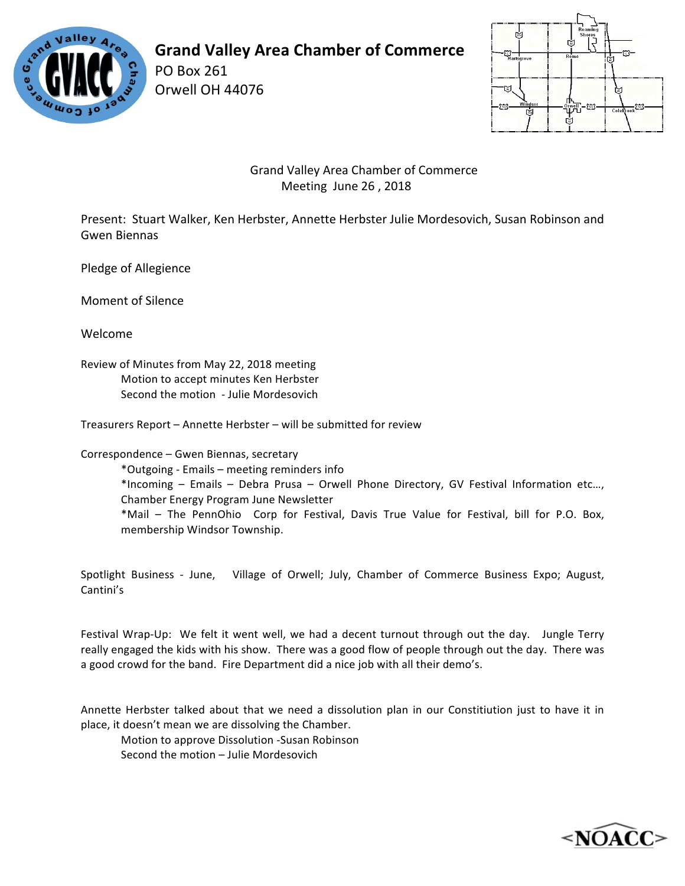# Grand Valley Area Chamber of Commerce

PO Box 261
Orwell OH 44076

Grand Valley Area Chamber of Commerce
Meeting June 26 , 2018

Present: Stuart Walker, Ken Herbster, Annette Herbster Julie Mordesovich, Susan Robinson and Gwen Biennas

Pledge of Allegience

Moment of Silence

Welcome

Review of Minutes from May 22, 2018 meeting
 Motion to accept minutes Ken Herbster
 Second the motion - Julie Mordesovich

Treasurers Report – Annette Herbster – will be submitted for review

Correspondence – Gwen Biennas, secretary
 *Outgoing - Emails – meeting reminders info
 *Incoming – Emails – Debra Prusa – Orwell Phone Directory, GV Festival Information etc…, Chamber Energy Program June Newsletter
 *Mail – The PennOhio Corp for Festival, Davis True Value for Festival, bill for P.O. Box, membership Windsor Township.

Spotlight Business - June, Village of Orwell; July, Chamber of Commerce Business Expo; August, Cantini's

Festival Wrap-Up: We felt it went well, we had a decent turnout through out the day. Jungle Terry really engaged the kids with his show. There was a good flow of people through out the day. There was a good crowd for the band. Fire Department did a nice job with all their demo's.

Annette Herbster talked about that we need a dissolution plan in our Constitiution just to have it in place, it doesn't mean we are dissolving the Chamber.
 Motion to approve Dissolution -Susan Robinson
 Second the motion – Julie Mordesovich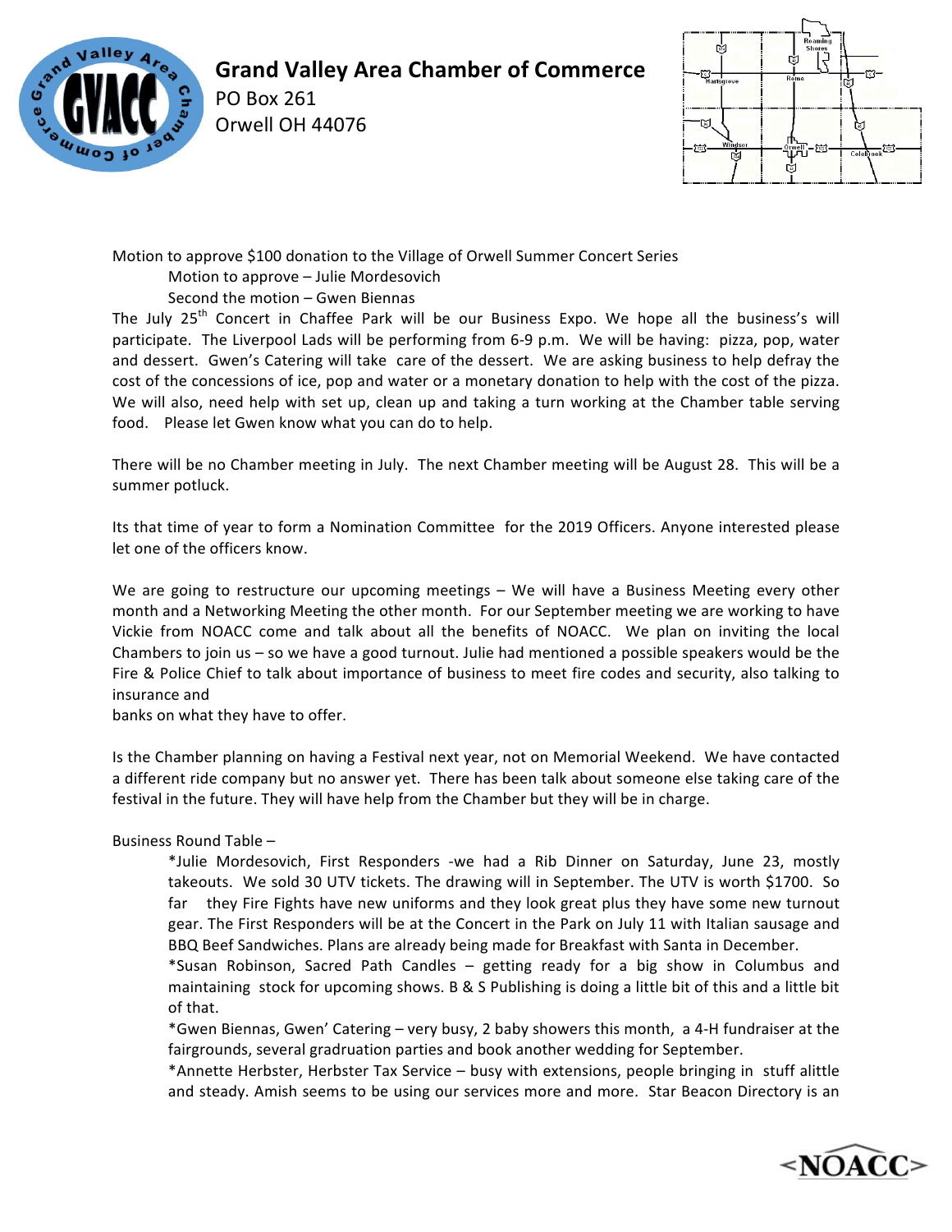# Grand Valley Area Chamber of Commerce

PO Box 261
Orwell OH 44076

Motion to approve $100 donation to the Village of Orwell Summer Concert Series

Motion to approve – Julie Mordesovich

Second the motion – Gwen Biennas

The July 25th Concert in Chaffee Park will be our Business Expo. We hope all the business's will participate. The Liverpool Lads will be performing from 6-9 p.m. We will be having: pizza, pop, water and dessert. Gwen's Catering will take care of the dessert. We are asking business to help defray the cost of the concessions of ice, pop and water or a monetary donation to help with the cost of the pizza. We will also, need help with set up, clean up and taking a turn working at the Chamber table serving food. Please let Gwen know what you can do to help.

There will be no Chamber meeting in July. The next Chamber meeting will be August 28. This will be a summer potluck.

Its that time of year to form a Nomination Committee for the 2019 Officers. Anyone interested please let one of the officers know.

We are going to restructure our upcoming meetings – We will have a Business Meeting every other month and a Networking Meeting the other month. For our September meeting we are working to have Vickie from NOACC come and talk about all the benefits of NOACC. We plan on inviting the local Chambers to join us – so we have a good turnout. Julie had mentioned a possible speakers would be the Fire & Police Chief to talk about importance of business to meet fire codes and security, also talking to insurance and
banks on what they have to offer.

Is the Chamber planning on having a Festival next year, not on Memorial Weekend. We have contacted a different ride company but no answer yet. There has been talk about someone else taking care of the festival in the future. They will have help from the Chamber but they will be in charge.

Business Round Table –

*Julie Mordesovich, First Responders -we had a Rib Dinner on Saturday, June 23, mostly takeouts. We sold 30 UTV tickets. The drawing will in September. The UTV is worth $1700. So far they Fire Fights have new uniforms and they look great plus they have some new turnout gear. The First Responders will be at the Concert in the Park on July 11 with Italian sausage and BBQ Beef Sandwiches. Plans are already being made for Breakfast with Santa in December.

*Susan Robinson, Sacred Path Candles – getting ready for a big show in Columbus and maintaining stock for upcoming shows. B & S Publishing is doing a little bit of this and a little bit of that.

*Gwen Biennas, Gwen' Catering – very busy, 2 baby showers this month, a 4-H fundraiser at the fairgrounds, several gradruation parties and book another wedding for September.

*Annette Herbster, Herbster Tax Service – busy with extensions, people bringing in stuff alittle and steady. Amish seems to be using our services more and more. Star Beacon Directory is an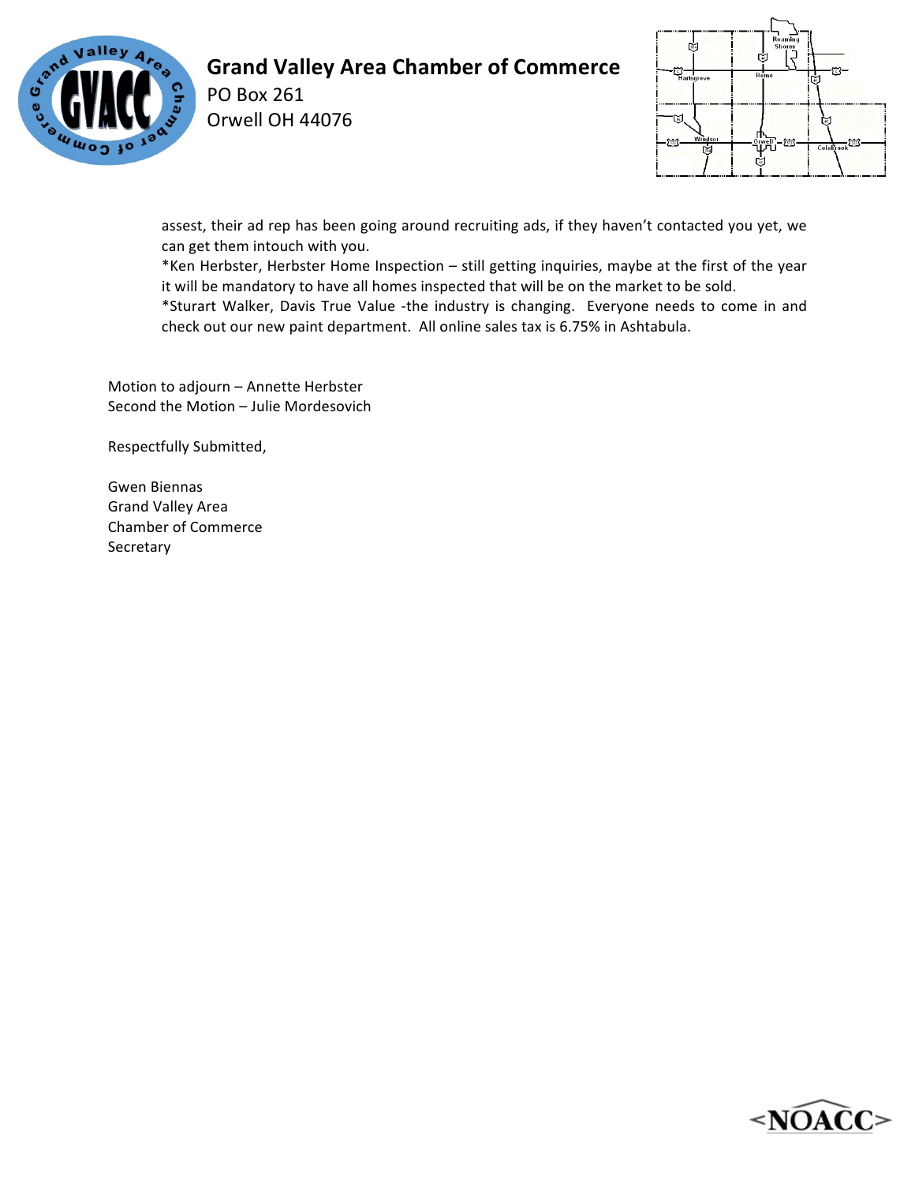**Grand Valley Area Chamber of Commerce**
PO Box 261
Orwell OH 44076

assest, their ad rep has been going around recruiting ads, if they haven't contacted you yet, we can get them intouch with you.
*Ken Herbster, Herbster Home Inspection – still getting inquiries, maybe at the first of the year it will be mandatory to have all homes inspected that will be on the market to be sold.
*Sturart Walker, Davis True Value -the industry is changing. Everyone needs to come in and check out our new paint department. All online sales tax is 6.75% in Ashtabula.

Motion to adjourn – Annette Herbster
Second the Motion – Julie Mordesovich

Respectfully Submitted,

Gwen Biennas
Grand Valley Area
Chamber of Commerce
Secretary